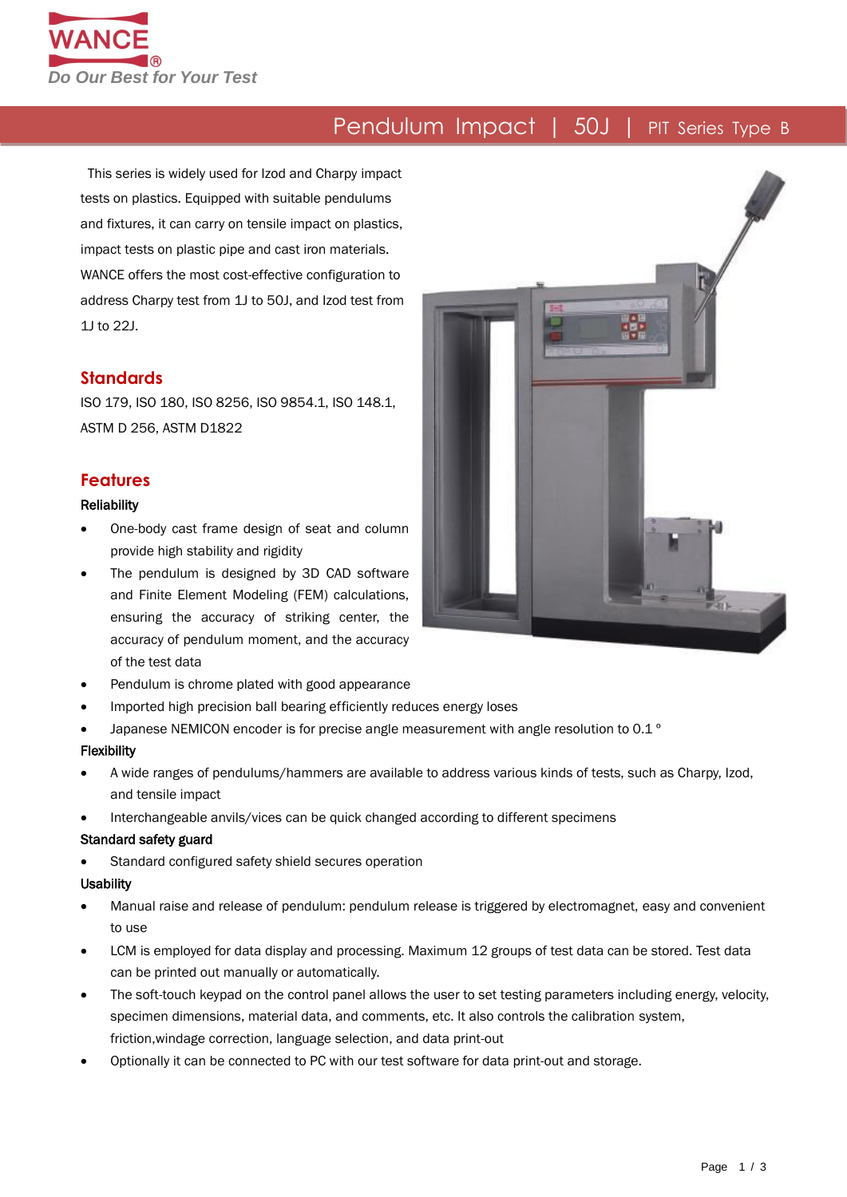WANCE®

*Do Our Best for Your Test*

# Pendulum Impact | 50J | PIT Series Type B

This series is widely used for Izod and Charpy impact tests on plastics. Equipped with suitable pendulums and fixtures, it can carry on tensile impact on plastics, impact tests on plastic pipe and cast iron materials. WANCE offers the most cost-effective configuration to address Charpy test from 1J to 50J, and Izod test from 1J to 22J.

## Standards

ISO 179, ISO 180, ISO 8256, ISO 9854.1, ISO 148.1, ASTM D 256, ASTM D1822

## Features

### Reliability

- One-body cast frame design of seat and column provide high stability and rigidity
- The pendulum is designed by 3D CAD software and Finite Element Modeling (FEM) calculations, ensuring the accuracy of striking center, the accuracy of pendulum moment, and the accuracy of the test data
- Pendulum is chrome plated with good appearance
- Imported high precision ball bearing efficiently reduces energy loses
- Japanese NEMICON encoder is for precise angle measurement with angle resolution to 0.1 °

### Flexibility

- A wide ranges of pendulums/hammers are available to address various kinds of tests, such as Charpy, Izod, and tensile impact
- Interchangeable anvils/vices can be quick changed according to different specimens

### Standard safety guard

- Standard configured safety shield secures operation

### Usability

- Manual raise and release of pendulum: pendulum release is triggered by electromagnet, easy and convenient to use
- LCM is employed for data display and processing. Maximum 12 groups of test data can be stored. Test data can be printed out manually or automatically.
- The soft-touch keypad on the control panel allows the user to set testing parameters including energy, velocity, specimen dimensions, material data, and comments, etc. It also controls the calibration system, friction,windage correction, language selection, and data print-out
- Optionally it can be connected to PC with our test software for data print-out and storage.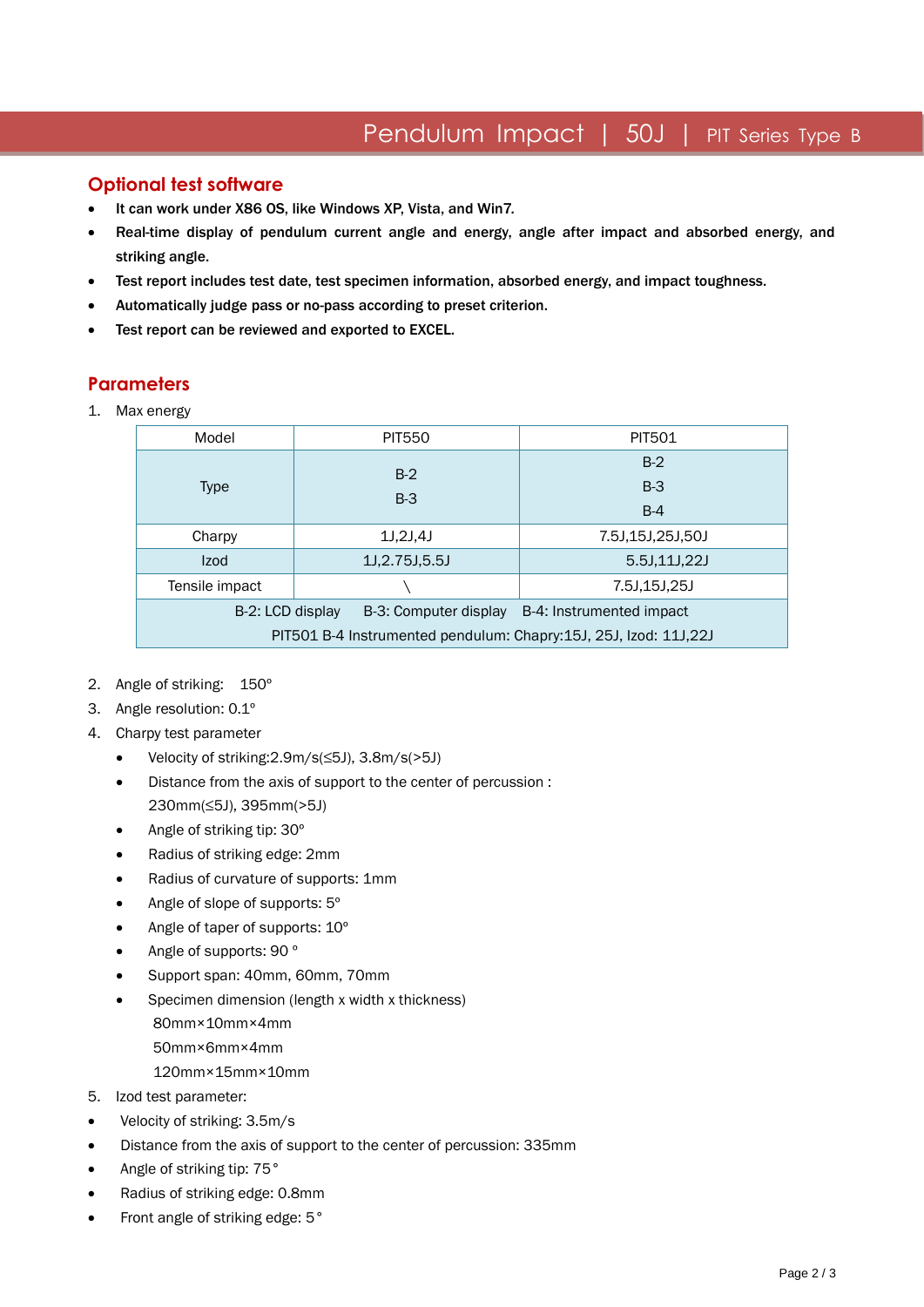## Optional test software

- It can work under X86 OS, like Windows XP, Vista, and Win7.
- Real-time display of pendulum current angle and energy, angle after impact and absorbed energy, and striking angle.
- Test report includes test date, test specimen information, absorbed energy, and impact toughness.
- Automatically judge pass or no-pass according to preset criterion.
- Test report can be reviewed and exported to EXCEL.

## Parameters

1. Max energy

| Model | PIT550 | PIT501 |
|---|---|---|
| Type | B-2<br>B-3 | B-2<br>B-3<br>B-4 |
| Charpy | 1J,2J,4J | 7.5J,15J,25J,50J |
| Izod | 1J,2.75J,5.5J | 5.5J,11J,22J |
| Tensile impact | \ | 7.5J,15J,25J |
| B-2: LCD display B-3: Computer display B-4: Instrumented impact<br>PIT501 B-4 Instrumented pendulum: Chapry:15J, 25J, Izod: 11J,22J | | |

2. Angle of striking: 150°
3. Angle resolution: 0.1°
4. Charpy test parameter
   - Velocity of striking:2.9m/s(≤5J), 3.8m/s(>5J)
   - Distance from the axis of support to the center of percussion : 230mm(≤5J), 395mm(>5J)
   - Angle of striking tip: 30°
   - Radius of striking edge: 2mm
   - Radius of curvature of supports: 1mm
   - Angle of slope of supports: 5°
   - Angle of taper of supports: 10°
   - Angle of supports: 90 °
   - Support span: 40mm, 60mm, 70mm
   - Specimen dimension (length x width x thickness)
     80mm×10mm×4mm
     50mm×6mm×4mm
     120mm×15mm×10mm
5. Izod test parameter:

- Velocity of striking: 3.5m/s
- Distance from the axis of support to the center of percussion: 335mm
- Angle of striking tip: 75°
- Radius of striking edge: 0.8mm
- Front angle of striking edge: 5°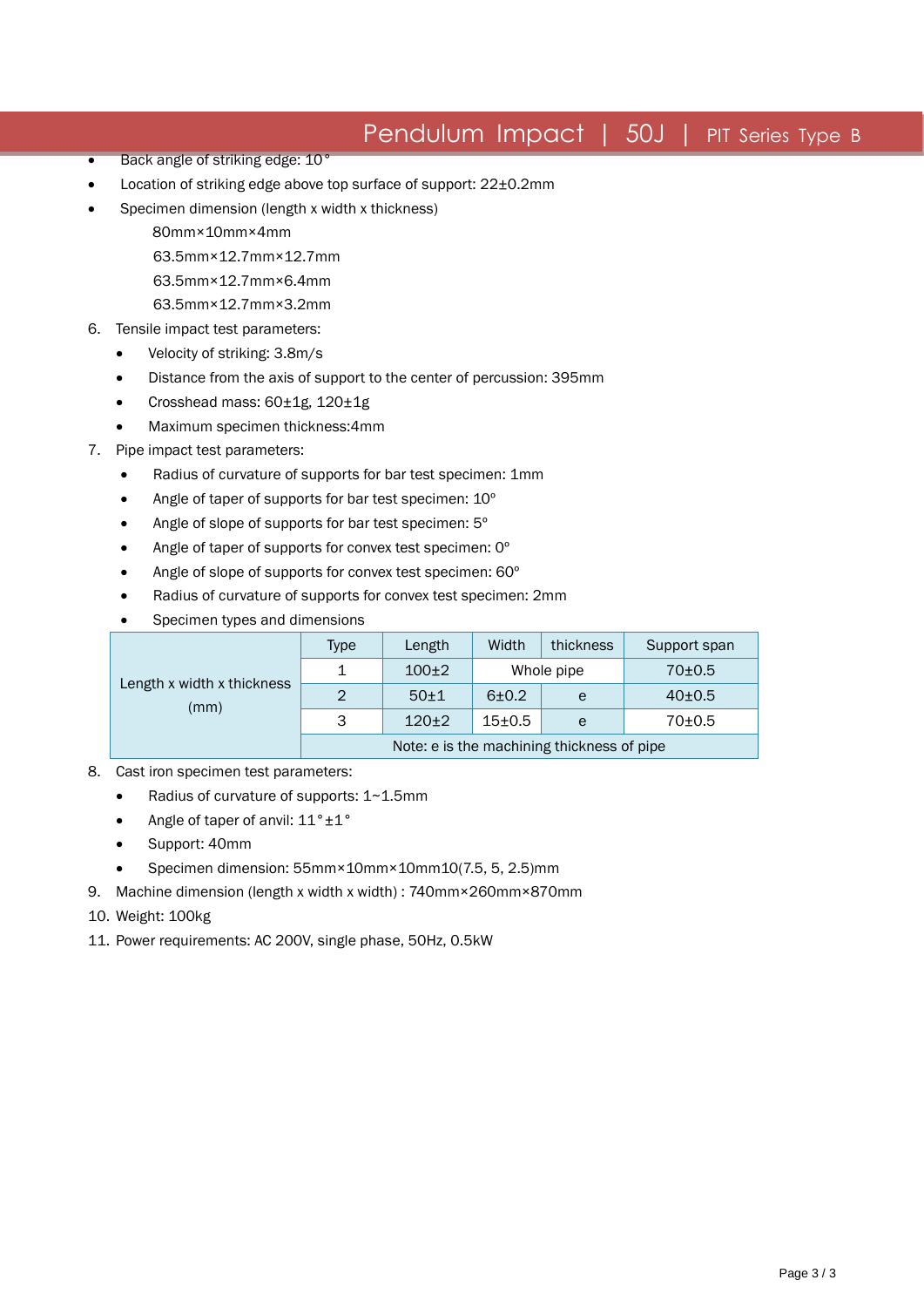- Back angle of striking edge: 10°
- Location of striking edge above top surface of support: 22±0.2mm
- Specimen dimension (length x width x thickness)

  80mm×10mm×4mm

  63.5mm×12.7mm×12.7mm

  63.5mm×12.7mm×6.4mm

  63.5mm×12.7mm×3.2mm

6. Tensile impact test parameters:
   - Velocity of striking: 3.8m/s
   - Distance from the axis of support to the center of percussion: 395mm
   - Crosshead mass: 60±1g, 120±1g
   - Maximum specimen thickness:4mm
7. Pipe impact test parameters:
   - Radius of curvature of supports for bar test specimen: 1mm
   - Angle of taper of supports for bar test specimen: 10º
   - Angle of slope of supports for bar test specimen: 5º
   - Angle of taper of supports for convex test specimen: 0º
   - Angle of slope of supports for convex test specimen: 60º
   - Radius of curvature of supports for convex test specimen: 2mm
   - Specimen types and dimensions

| Length x width x thickness (mm) | Type | Length | Width | thickness | Support span |
|---|---|---|---|---|---|
| | 1 | 100±2 | Whole pipe | | 70±0.5 |
| | 2 | 50±1 | 6±0.2 | e | 40±0.5 |
| | 3 | 120±2 | 15±0.5 | e | 70±0.5 |
| | Note: e is the machining thickness of pipe | | | | |

8. Cast iron specimen test parameters:
   - Radius of curvature of supports: 1~1.5mm
   - Angle of taper of anvil: 11°±1°
   - Support: 40mm
   - Specimen dimension: 55mm×10mm×10mm10(7.5, 5, 2.5)mm
9. Machine dimension (length x width x width) : 740mm×260mm×870mm
10. Weight: 100kg
11. Power requirements: AC 200V, single phase, 50Hz, 0.5kW